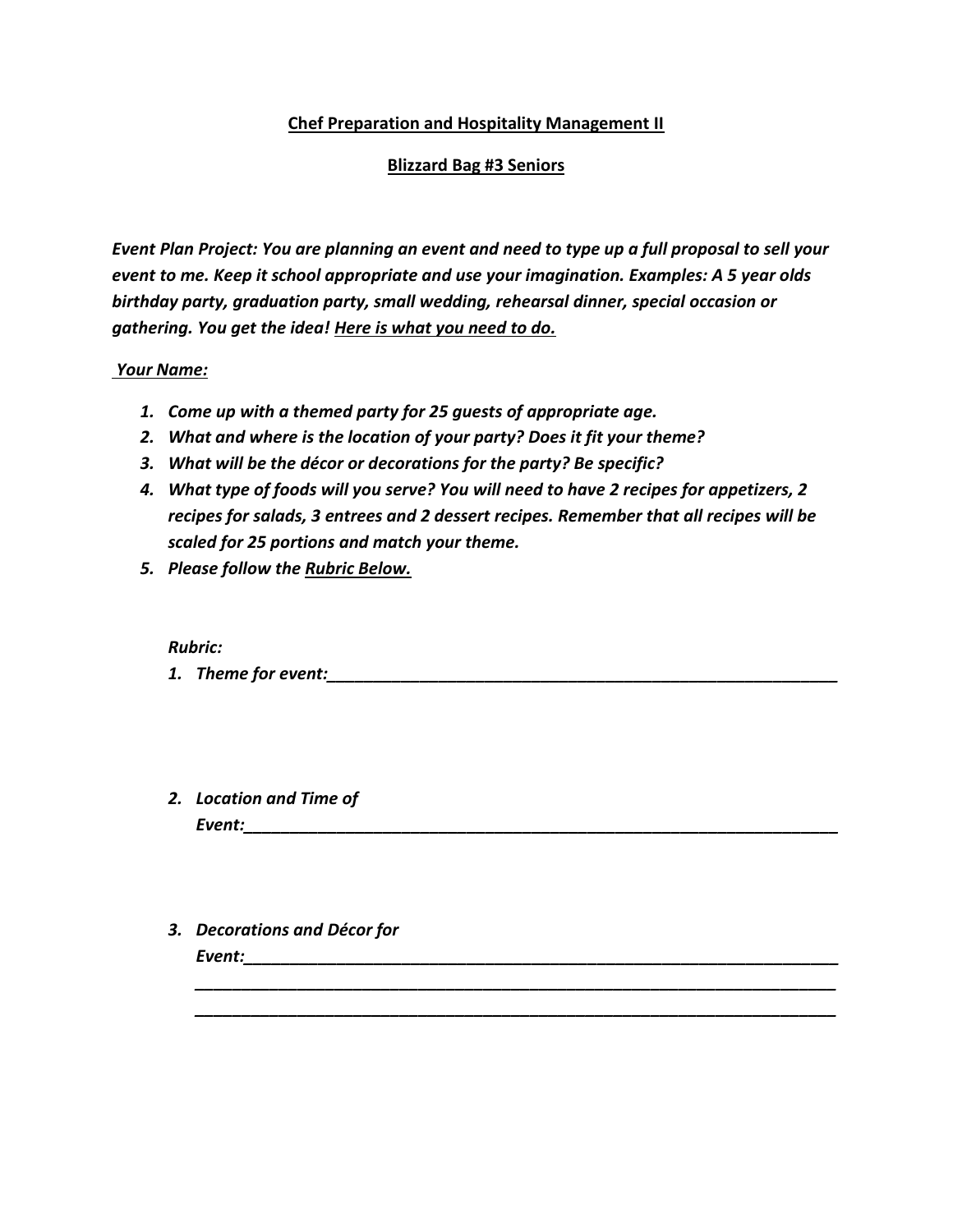**Chef Preparation and Hospitality Management II**

**Blizzard Bag #3 Seniors**

***Event Plan Project: You are planning an event and need to type up a full proposal to sell your event to me. Keep it school appropriate and use your imagination. Examples: A 5 year olds birthday party, graduation party, small wedding, rehearsal dinner, special occasion or gathering. You get the idea! Here is what you need to do.***

***Your Name:***

1. ***Come up with a themed party for 25 guests of appropriate age.***
2. ***What and where is the location of your party? Does it fit your theme?***
3. ***What will be the décor or decorations for the party? Be specific?***
4. ***What type of foods will you serve? You will need to have 2 recipes for appetizers, 2 recipes for salads, 3 entrees and 2 dessert recipes. Remember that all recipes will be scaled for 25 portions and match your theme.***
5. ***Please follow the Rubric Below.***

***Rubric:***

1. ***Theme for event:___________________________________________________________***

2. ***Location and Time of Event:___________________________________________________________________***

3. ***Decorations and Décor for Event:___________________________________________________________________***
   ***________________________________________________________________________***
   ***________________________________________________________________________***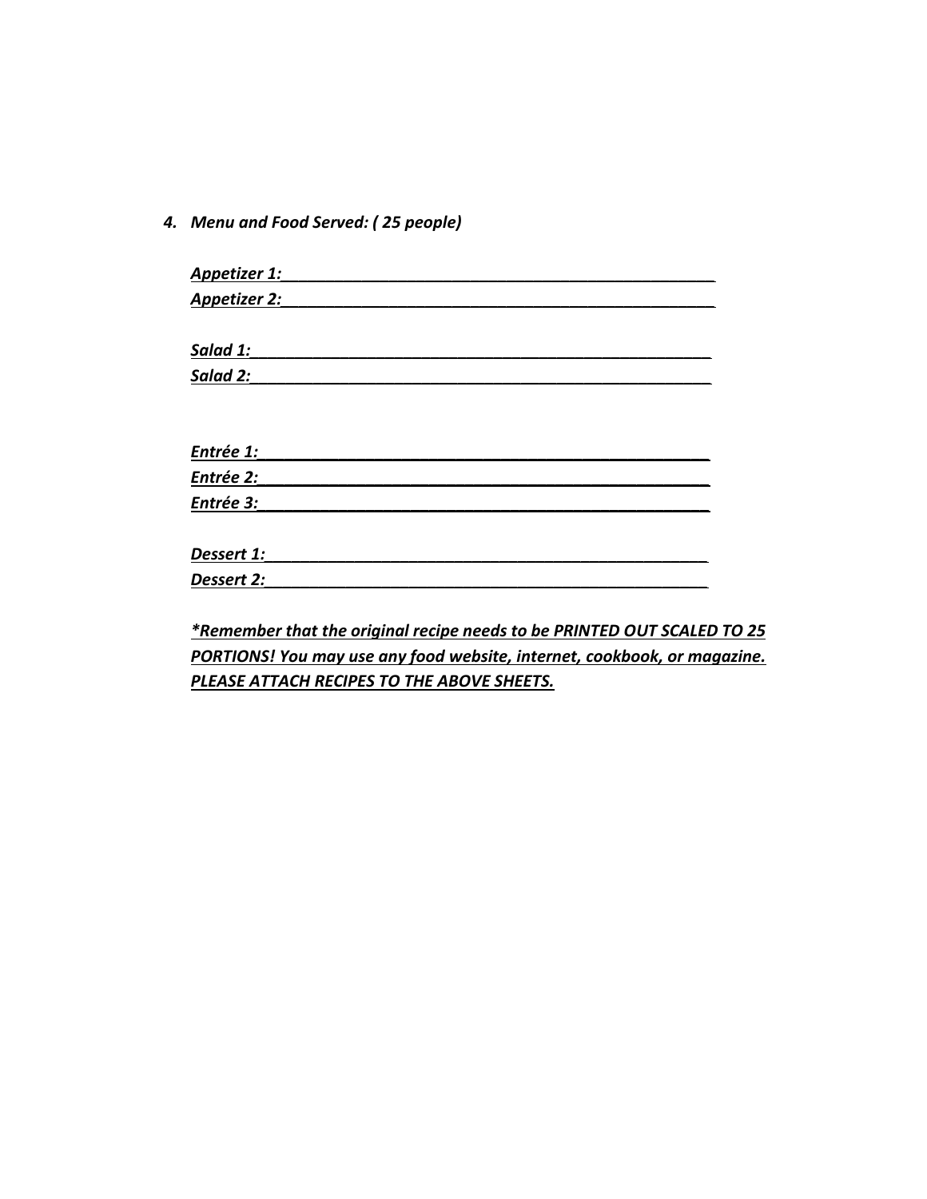4. *Menu and Food Served: ( 25 people)*

*Appetizer 1:*___________________________________________________

*Appetizer 2:*___________________________________________________

*Salad 1:*______________________________________________________

*Salad 2:*______________________________________________________

*Entrée 1:*_____________________________________________________

*Entrée 2:*_____________________________________________________

*Entrée 3:*_____________________________________________________

*Dessert 1:*____________________________________________________

*Dessert 2:*____________________________________________________

***Remember that the original recipe needs to be PRINTED OUT SCALED TO 25 PORTIONS! You may use any food website, internet, cookbook, or magazine. PLEASE ATTACH RECIPES TO THE ABOVE SHEETS.***